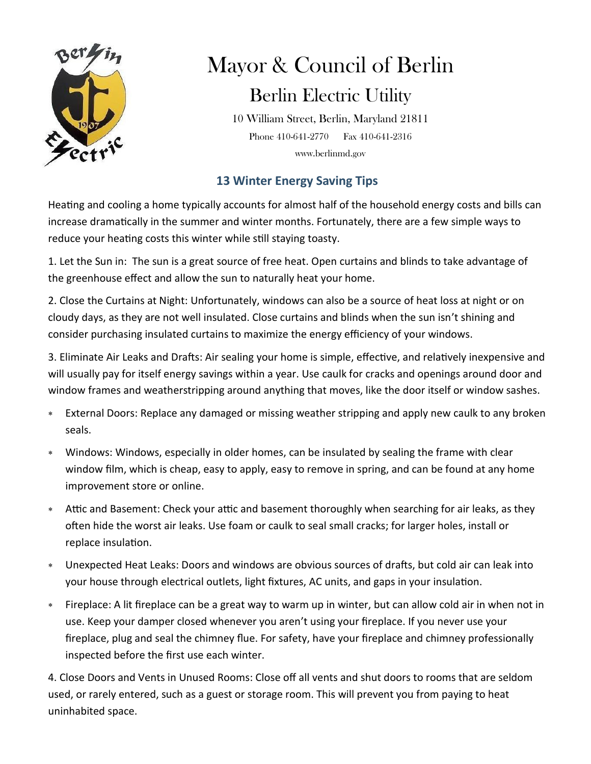# Mayor & Council of Berlin

## Berlin Electric Utility

10 William Street, Berlin, Maryland 21811

Phone 410-641-2770  Fax 410-641-2316

www.berlinmd.gov

### 13 Winter Energy Saving Tips

Heating and cooling a home typically accounts for almost half of the household energy costs and bills can increase dramatically in the summer and winter months. Fortunately, there are a few simple ways to reduce your heating costs this winter while still staying toasty.

1. Let the Sun in: The sun is a great source of free heat. Open curtains and blinds to take advantage of the greenhouse effect and allow the sun to naturally heat your home.

2. Close the Curtains at Night: Unfortunately, windows can also be a source of heat loss at night or on cloudy days, as they are not well insulated. Close curtains and blinds when the sun isn't shining and consider purchasing insulated curtains to maximize the energy efficiency of your windows.

3. Eliminate Air Leaks and Drafts: Air sealing your home is simple, effective, and relatively inexpensive and will usually pay for itself energy savings within a year. Use caulk for cracks and openings around door and window frames and weatherstripping around anything that moves, like the door itself or window sashes.

- External Doors: Replace any damaged or missing weather stripping and apply new caulk to any broken seals.
- Windows: Windows, especially in older homes, can be insulated by sealing the frame with clear window film, which is cheap, easy to apply, easy to remove in spring, and can be found at any home improvement store or online.
- Attic and Basement: Check your attic and basement thoroughly when searching for air leaks, as they often hide the worst air leaks. Use foam or caulk to seal small cracks; for larger holes, install or replace insulation.
- Unexpected Heat Leaks: Doors and windows are obvious sources of drafts, but cold air can leak into your house through electrical outlets, light fixtures, AC units, and gaps in your insulation.
- Fireplace: A lit fireplace can be a great way to warm up in winter, but can allow cold air in when not in use. Keep your damper closed whenever you aren't using your fireplace. If you never use your fireplace, plug and seal the chimney flue. For safety, have your fireplace and chimney professionally inspected before the first use each winter.

4. Close Doors and Vents in Unused Rooms: Close off all vents and shut doors to rooms that are seldom used, or rarely entered, such as a guest or storage room. This will prevent you from paying to heat uninhabited space.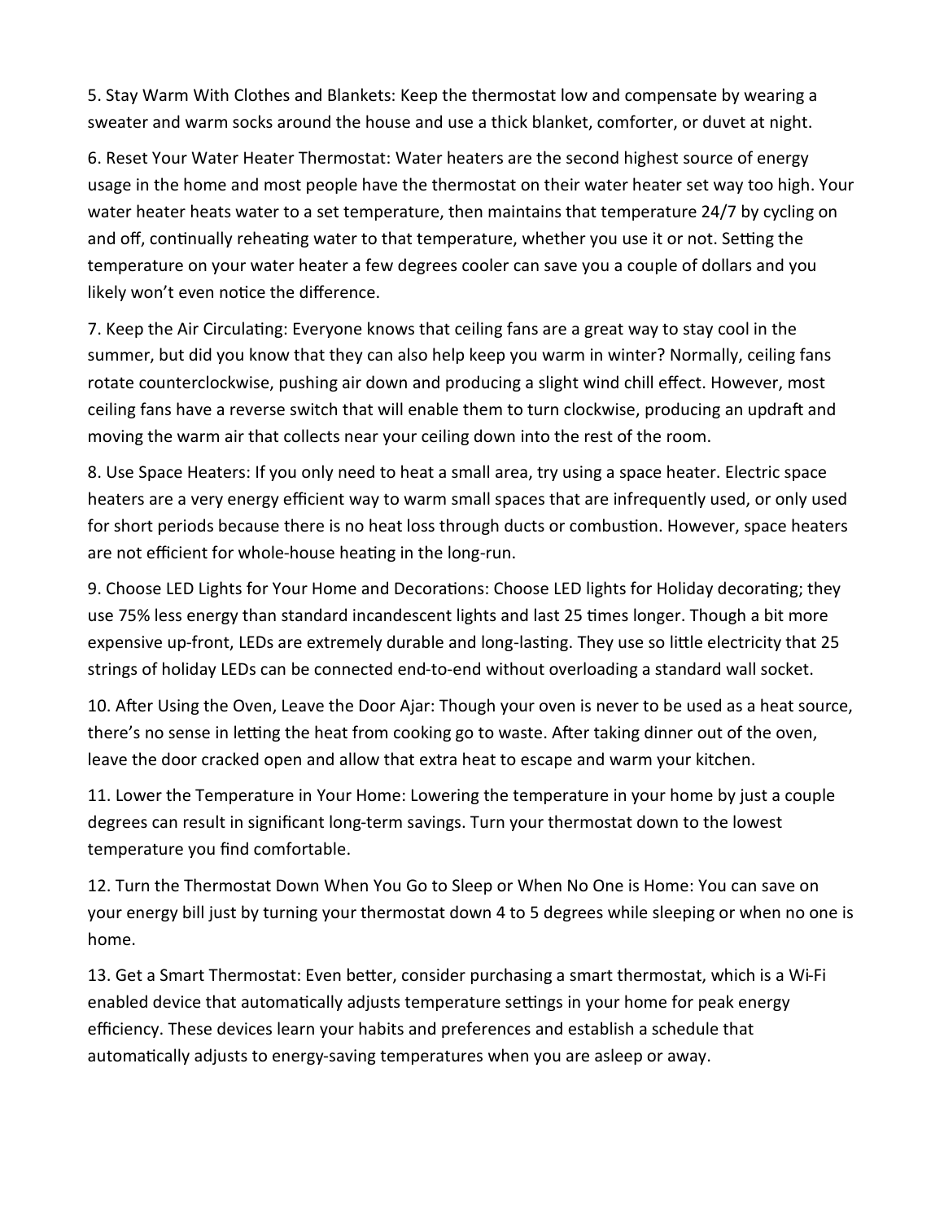5. Stay Warm With Clothes and Blankets: Keep the thermostat low and compensate by wearing a sweater and warm socks around the house and use a thick blanket, comforter, or duvet at night.

6. Reset Your Water Heater Thermostat: Water heaters are the second highest source of energy usage in the home and most people have the thermostat on their water heater set way too high. Your water heater heats water to a set temperature, then maintains that temperature 24/7 by cycling on and off, continually reheating water to that temperature, whether you use it or not. Setting the temperature on your water heater a few degrees cooler can save you a couple of dollars and you likely won't even notice the difference.

7. Keep the Air Circulating: Everyone knows that ceiling fans are a great way to stay cool in the summer, but did you know that they can also help keep you warm in winter? Normally, ceiling fans rotate counterclockwise, pushing air down and producing a slight wind chill effect. However, most ceiling fans have a reverse switch that will enable them to turn clockwise, producing an updraft and moving the warm air that collects near your ceiling down into the rest of the room.

8. Use Space Heaters: If you only need to heat a small area, try using a space heater. Electric space heaters are a very energy efficient way to warm small spaces that are infrequently used, or only used for short periods because there is no heat loss through ducts or combustion. However, space heaters are not efficient for whole-house heating in the long-run.

9. Choose LED Lights for Your Home and Decorations: Choose LED lights for Holiday decorating; they use 75% less energy than standard incandescent lights and last 25 times longer. Though a bit more expensive up-front, LEDs are extremely durable and long-lasting. They use so little electricity that 25 strings of holiday LEDs can be connected end-to-end without overloading a standard wall socket.

10. After Using the Oven, Leave the Door Ajar: Though your oven is never to be used as a heat source, there's no sense in letting the heat from cooking go to waste. After taking dinner out of the oven, leave the door cracked open and allow that extra heat to escape and warm your kitchen.

11. Lower the Temperature in Your Home: Lowering the temperature in your home by just a couple degrees can result in significant long-term savings. Turn your thermostat down to the lowest temperature you find comfortable.

12. Turn the Thermostat Down When You Go to Sleep or When No One is Home: You can save on your energy bill just by turning your thermostat down 4 to 5 degrees while sleeping or when no one is home.

13. Get a Smart Thermostat: Even better, consider purchasing a smart thermostat, which is a Wi-Fi enabled device that automatically adjusts temperature settings in your home for peak energy efficiency. These devices learn your habits and preferences and establish a schedule that automatically adjusts to energy-saving temperatures when you are asleep or away.